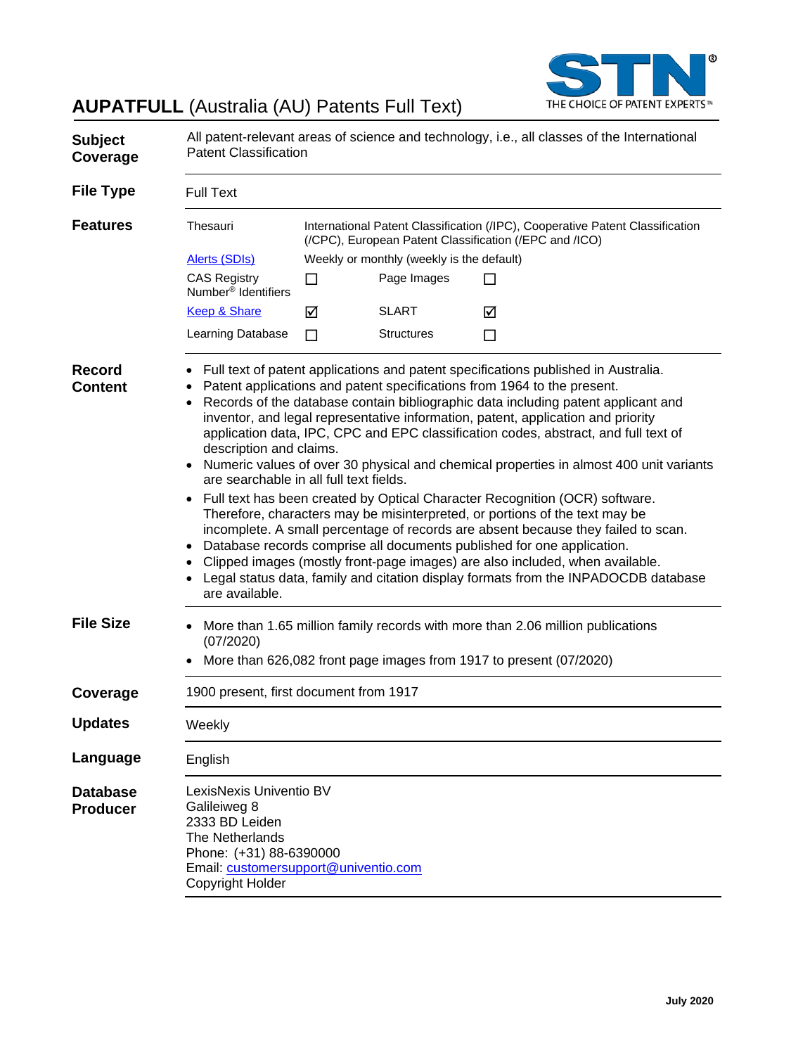# **AUPATFULL** (Australia (AU) Patents Full Text)

STN® THE CHOICE OF PATENT EXPERTS™

**Subject Coverage**

All patent-relevant areas of science and technology, i.e., all classes of the International Patent Classification

**File Type**

Full Text

**Features**

| | | | |
|---|---|---|---|
| Thesauri | International Patent Classification (/IPC), Cooperative Patent Classification (/CPC), European Patent Classification (/EPC and /ICO) | | |
| Alerts (SDIs) | Weekly or monthly (weekly is the default) | | |
| CAS Registry Number® Identifiers | ☐ | Page Images | ☐ |
| Keep & Share | ☑ | SLART | ☑ |
| Learning Database | ☐ | Structures | ☐ |

**Record Content**

- Full text of patent applications and patent specifications published in Australia.
- Patent applications and patent specifications from 1964 to the present.
- Records of the database contain bibliographic data including patent applicant and inventor, and legal representative information, patent, application and priority application data, IPC, CPC and EPC classification codes, abstract, and full text of description and claims.
- Numeric values of over 30 physical and chemical properties in almost 400 unit variants are searchable in all full text fields.
- Full text has been created by Optical Character Recognition (OCR) software. Therefore, characters may be misinterpreted, or portions of the text may be incomplete. A small percentage of records are absent because they failed to scan.
- Database records comprise all documents published for one application.
- Clipped images (mostly front-page images) are also included, when available.
- Legal status data, family and citation display formats from the INPADOCDB database are available.

**File Size**

- More than 1.65 million family records with more than 2.06 million publications (07/2020)
- More than 626,082 front page images from 1917 to present (07/2020)

**Coverage**

1900 present, first document from 1917

**Updates**

Weekly

**Language**

English

**Database Producer**

LexisNexis Univentio BV
Galileiweg 8
2333 BD Leiden
The Netherlands
Phone: (+31) 88-6390000
Email: customersupport@univentio.com
Copyright Holder

July 2020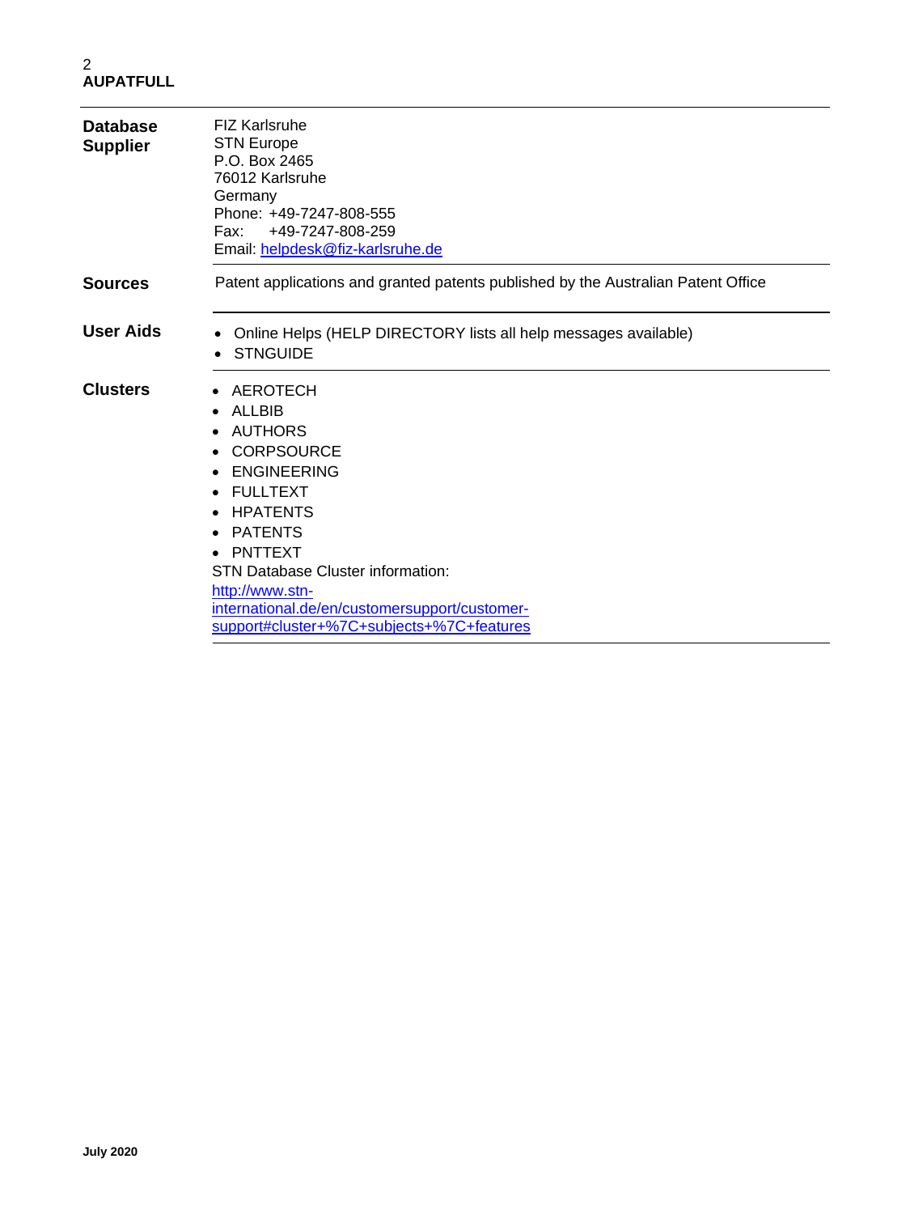| | |
|---|---|
| **Database Supplier** | FIZ Karlsruhe<br>STN Europe<br>P.O. Box 2465<br>76012 Karlsruhe<br>Germany<br>Phone: +49-7247-808-555<br>Fax: +49-7247-808-259<br>Email: helpdesk@fiz-karlsruhe.de |
| **Sources** | Patent applications and granted patents published by the Australian Patent Office |
| **User Aids** | • Online Helps (HELP DIRECTORY lists all help messages available)<br>• STNGUIDE |
| **Clusters** | • AEROTECH<br>• ALLBIB<br>• AUTHORS<br>• CORPSOURCE<br>• ENGINEERING<br>• FULLTEXT<br>• HPATENTS<br>• PATENTS<br>• PNTTEXT<br>STN Database Cluster information:<br>http://www.stn-international.de/en/customersupport/customer-support#cluster+%7C+subjects+%7C+features |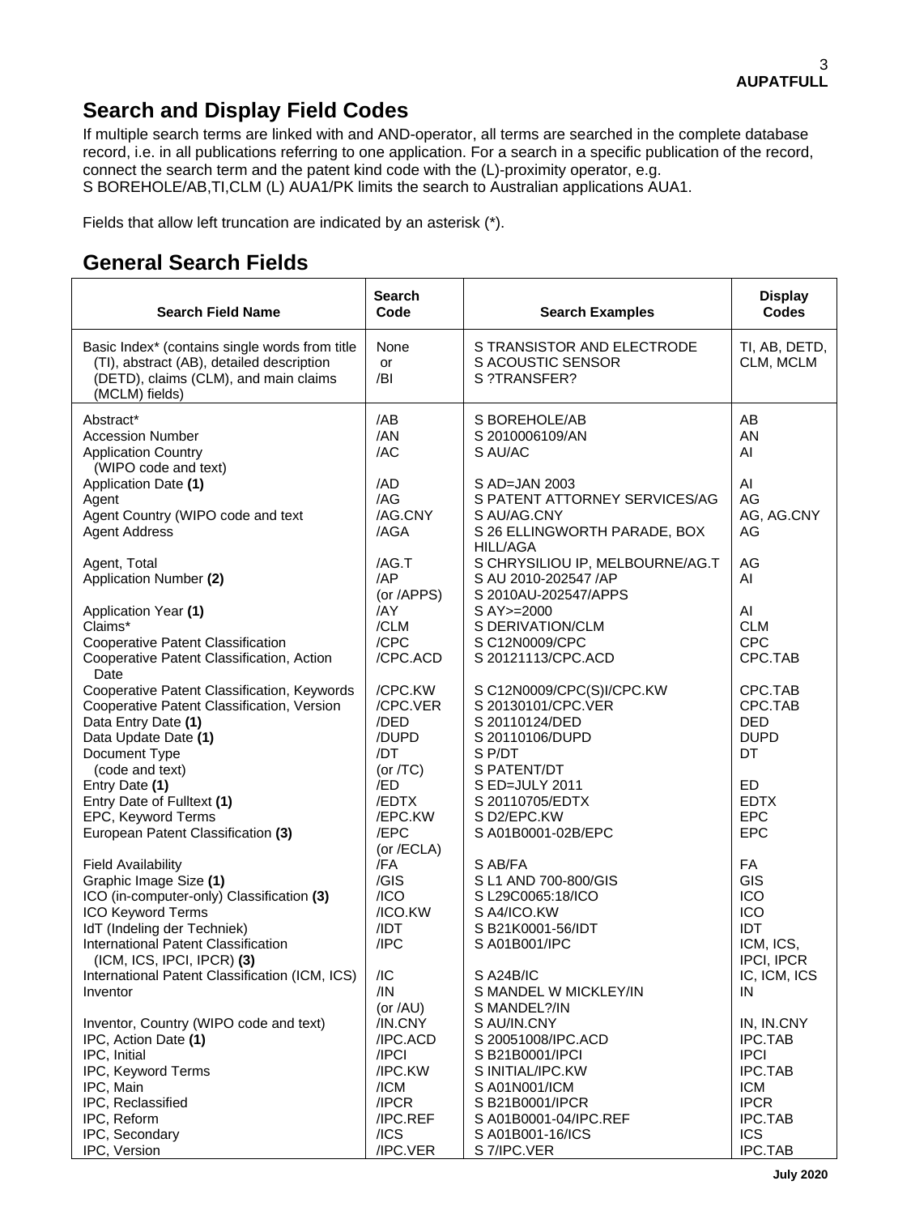## Search and Display Field Codes

If multiple search terms are linked with and AND-operator, all terms are searched in the complete database record, i.e. in all publications referring to one application. For a search in a specific publication of the record, connect the search term and the patent kind code with the (L)-proximity operator, e.g. S BOREHOLE/AB,TI,CLM (L) AUA1/PK limits the search to Australian applications AUA1.

Fields that allow left truncation are indicated by an asterisk (*).

## General Search Fields

| Search Field Name | Search Code | Search Examples | Display Codes |
|---|---|---|---|
| Basic Index* (contains single words from title (TI), abstract (AB), detailed description (DETD), claims (CLM), and main claims (MCLM) fields) | None or /BI | S TRANSISTOR AND ELECTRODE<br>S ACOUSTIC SENSOR<br>S ?TRANSFER? | TI, AB, DETD, CLM, MCLM |
| Abstract* | /AB | S BOREHOLE/AB | AB |
| Accession Number | /AN | S 2010006109/AN | AN |
| Application Country (WIPO code and text) | /AC | S AU/AC | AI |
| Application Date **(1)** | /AD | S AD=JAN 2003 | AI |
| Agent | /AG | S PATENT ATTORNEY SERVICES/AG | AG |
| Agent Country (WIPO code and text | /AG.CNY | S AU/AG.CNY | AG, AG.CNY |
| Agent Address | /AGA | S 26 ELLINGWORTH PARADE, BOX HILL/AGA | AG |
| Agent, Total | /AG.T | S CHRYSILIOU IP, MELBOURNE/AG.T | AG |
| Application Number **(2)** | /AP (or /APPS) | S AU 2010-202547 /AP<br>S 2010AU-202547/APPS | AI |
| Application Year **(1)** | /AY | S AY>=2000 | AI |
| Claims* | /CLM | S DERIVATION/CLM | CLM |
| Cooperative Patent Classification | /CPC | S C12N0009/CPC | CPC |
| Cooperative Patent Classification, Action Date | /CPC.ACD | S 20121113/CPC.ACD | CPC.TAB |
| Cooperative Patent Classification, Keywords | /CPC.KW | S C12N0009/CPC(S)I/CPC.KW | CPC.TAB |
| Cooperative Patent Classification, Version | /CPC.VER | S 20130101/CPC.VER | CPC.TAB |
| Data Entry Date **(1)** | /DED | S 20110124/DED | DED |
| Data Update Date **(1)** | /DUPD | S 20110106/DUPD | DUPD |
| Document Type (code and text) | /DT (or /TC) | S P/DT<br>S PATENT/DT | DT |
| Entry Date **(1)** | /ED | S ED=JULY 2011 | ED |
| Entry Date of Fulltext **(1)** | /EDTX | S 20110705/EDTX | EDTX |
| EPC, Keyword Terms | /EPC.KW | S D2/EPC.KW | EPC |
| European Patent Classification **(3)** | /EPC (or /ECLA) | S A01B0001-02B/EPC | EPC |
| Field Availability | /FA | S AB/FA | FA |
| Graphic Image Size **(1)** | /GIS | S L1 AND 700-800/GIS | GIS |
| ICO (in-computer-only) Classification **(3)** | /ICO | S L29C0065:18/ICO | ICO |
| ICO Keyword Terms | /ICO.KW | S A4/ICO.KW | ICO |
| IdT (Indeling der Techniek) | /IDT | S B21K0001-56/IDT | IDT |
| International Patent Classification (ICM, ICS, IPCI, IPCR) **(3)** | /IPC | S A01B001/IPC | ICM, ICS, IPCI, IPCR |
| International Patent Classification (ICM, ICS) | /IC | S A24B/IC | IC, ICM, ICS |
| Inventor | /IN (or /AU) | S MANDEL W MICKLEY/IN<br>S MANDEL?/IN | IN |
| Inventor, Country (WIPO code and text) | /IN.CNY | S AU/IN.CNY | IN, IN.CNY |
| IPC, Action Date **(1)** | /IPC.ACD | S 20051008/IPC.ACD | IPC.TAB |
| IPC, Initial | /IPCI | S B21B0001/IPCI | IPCI |
| IPC, Keyword Terms | /IPC.KW | S INITIAL/IPC.KW | IPC.TAB |
| IPC, Main | /ICM | S A01N001/ICM | ICM |
| IPC, Reclassified | /IPCR | S B21B0001/IPCR | IPCR |
| IPC, Reform | /IPC.REF | S A01B0001-04/IPC.REF | IPC.TAB |
| IPC, Secondary | /ICS | S A01B001-16/ICS | ICS |
| IPC, Version | /IPC.VER | S 7/IPC.VER | IPC.TAB |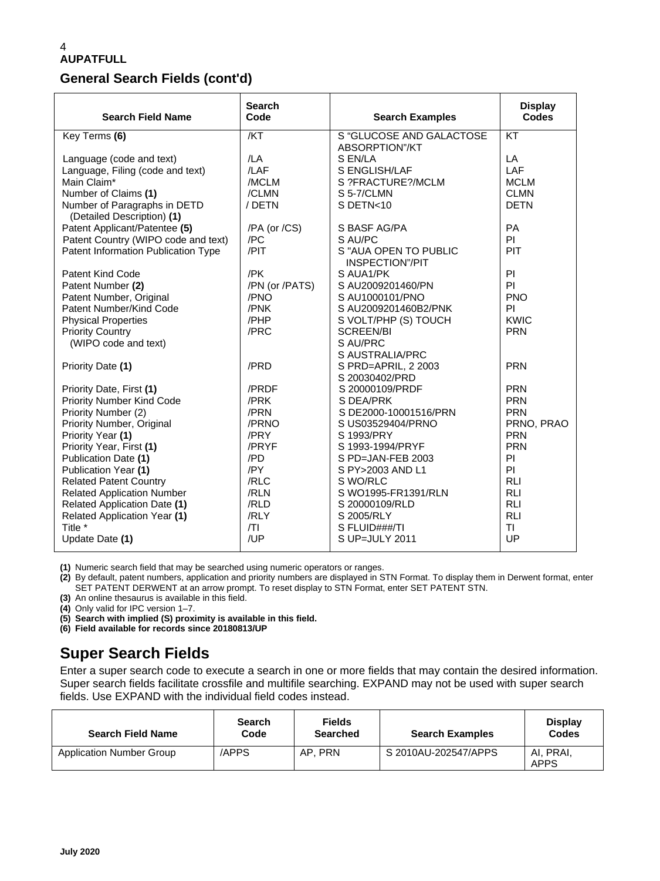## General Search Fields (cont'd)

| Search Field Name | Search Code | Search Examples | Display Codes |
|---|---|---|---|
| Key Terms **(6)** | /KT | S “GLUCOSE AND GALACTOSE ABSORPTION”/KT | KT |
| Language (code and text) | /LA | S EN/LA | LA |
| Language, Filing (code and text) | /LAF | S ENGLISH/LAF | LAF |
| Main Claim* | /MCLM | S ?FRACTURE?/MCLM | MCLM |
| Number of Claims **(1)** | /CLMN | S 5-7/CLMN | CLMN |
| Number of Paragraphs in DETD (Detailed Description) **(1)** | / DETN | S DETN<10 | DETN |
| Patent Applicant/Patentee **(5)** | /PA (or /CS) | S BASF AG/PA | PA |
| Patent Country (WIPO code and text) | /PC | S AU/PC | PI |
| Patent Information Publication Type | /PIT | S "AUA OPEN TO PUBLIC INSPECTION”/PIT | PIT |
| Patent Kind Code | /PK | S AUA1/PK | PI |
| Patent Number **(2)** | /PN (or /PATS) | S AU2009201460/PN | PI |
| Patent Number, Original | /PNO | S AU1000101/PNO | PNO |
| Patent Number/Kind Code | /PNK | S AU2009201460B2/PNK | PI |
| Physical Properties | /PHP | S VOLT/PHP (S) TOUCH SCREEN/BI | KWIC |
| Priority Country (WIPO code and text) | /PRC | S AU/PRC<br>S AUSTRALIA/PRC | PRN |
| Priority Date **(1)** | /PRD | S PRD=APRIL, 2 2003<br>S 20030402/PRD | PRN |
| Priority Date, First **(1)** | /PRDF | S 20000109/PRDF | PRN |
| Priority Number Kind Code | /PRK | S DEA/PRK | PRN |
| Priority Number (2) | /PRN | S DE2000-10001516/PRN | PRN |
| Priority Number, Original | /PRNO | S US03529404/PRNO | PRNO, PRAO |
| Priority Year **(1)** | /PRY | S 1993/PRY | PRN |
| Priority Year, First **(1)** | /PRYF | S 1993-1994/PRYF | PRN |
| Publication Date **(1)** | /PD | S PD=JAN-FEB 2003 | PI |
| Publication Year **(1)** | /PY | S PY>2003 AND L1 | PI |
| Related Patent Country | /RLC | S WO/RLC | RLI |
| Related Application Number | /RLN | S WO1995-FR1391/RLN | RLI |
| Related Application Date **(1)** | /RLD | S 20000109/RLD | RLI |
| Related Application Year **(1)** | /RLY | S 2005/RLY | RLI |
| Title * | /TI | S FLUID###/TI | TI |
| Update Date **(1)** | /UP | S UP=JULY 2011 | UP |

**(1)** Numeric search field that may be searched using numeric operators or ranges.
**(2)** By default, patent numbers, application and priority numbers are displayed in STN Format. To display them in Derwent format, enter SET PATENT DERWENT at an arrow prompt. To reset display to STN Format, enter SET PATENT STN.
**(3)** An online thesaurus is available in this field.
**(4)** Only valid for IPC version 1–7.
**(5) Search with implied (S) proximity is available in this field.**
**(6) Field available for records since 20180813/UP**

## Super Search Fields

Enter a super search code to execute a search in one or more fields that may contain the desired information. Super search fields facilitate crossfile and multifile searching. EXPAND may not be used with super search fields. Use EXPAND with the individual field codes instead.

| Search Field Name | Search Code | Fields Searched | Search Examples | Display Codes |
|---|---|---|---|---|
| Application Number Group | /APPS | AP, PRN | S 2010AU-202547/APPS | AI, PRAI, APPS |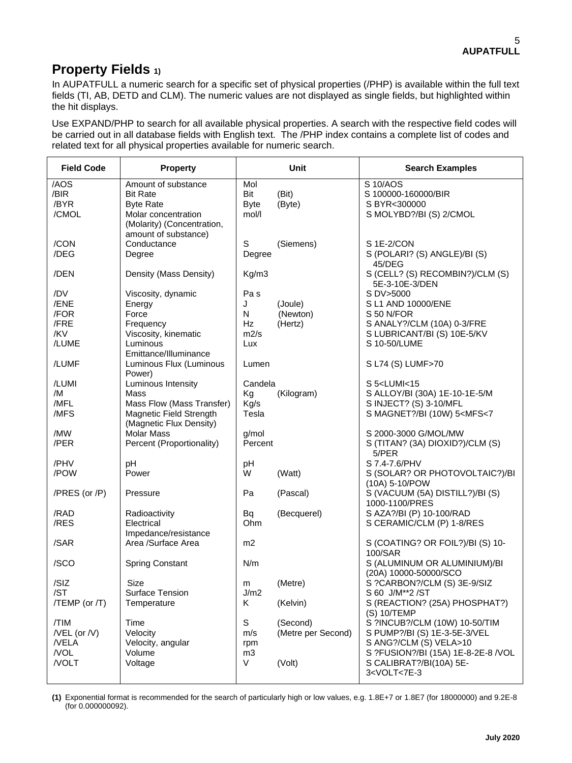## Property Fields [1)]

In AUPATFULL a numeric search for a specific set of physical properties (/PHP) is available within the full text fields (TI, AB, DETD and CLM). The numeric values are not displayed as single fields, but highlighted within the hit displays.

Use EXPAND/PHP to search for all available physical properties. A search with the respective field codes will be carried out in all database fields with English text. The /PHP index contains a complete list of codes and related text for all physical properties available for numeric search.

| Field Code | Property | Unit | | Search Examples |
|---|---|---|---|---|
| /AOS | Amount of substance | Mol | | S 10/AOS |
| /BIR | Bit Rate | Bit | (Bit) | S 100000-160000/BIR |
| /BYR | Byte Rate | Byte | (Byte) | S BYR<300000 |
| /CMOL | Molar concentration (Molarity) (Concentration, amount of substance) | mol/l | | S MOLYBD?/BI (S) 2/CMOL |
| /CON | Conductance | S | (Siemens) | S 1E-2/CON |
| /DEG | Degree | Degree | | S (POLARI? (S) ANGLE)/BI (S) 45/DEG |
| /DEN | Density (Mass Density) | Kg/m3 | | S (CELL? (S) RECOMBIN?)/CLM (S) 5E-3-10E-3/DEN |
| /DV | Viscosity, dynamic | Pa s | | S DV>5000 |
| /ENE | Energy | J | (Joule) | S L1 AND 10000/ENE |
| /FOR | Force | N | (Newton) | S 50 N/FOR |
| /FRE | Frequency | Hz | (Hertz) | S ANALY?/CLM (10A) 0-3/FRE |
| /KV | Viscosity, kinematic | m2/s | | S LUBRICANT/BI (S) 10E-5/KV |
| /LUME | Luminous Emittance/Illuminance | Lux | | S 10-50/LUME |
| /LUMF | Luminous Flux (Luminous Power) | Lumen | | S L74 (S) LUMF>70 |
| /LUMI | Luminous Intensity | Candela | | S 5<LUMI<15 |
| /M | Mass | Kg | (Kilogram) | S ALLOY/BI (30A) 1E-10-1E-5/M |
| /MFL | Mass Flow (Mass Transfer) | Kg/s | | S INJECT? (S) 3-10/MFL |
| /MFS | Magnetic Field Strength (Magnetic Flux Density) | Tesla | | S MAGNET?/BI (10W) 5<MFS<7 |
| /MW | Molar Mass | g/mol | | S 2000-3000 G/MOL/MW |
| /PER | Percent (Proportionality) | Percent | | S (TITAN? (3A) DIOXID?)/CLM (S) 5/PER |
| /PHV | pH | pH | | S 7.4-7.6/PHV |
| /POW | Power | W | (Watt) | S (SOLAR? OR PHOTOVOLTAIC?)/BI (10A) 5-10/POW |
| /PRES (or /P) | Pressure | Pa | (Pascal) | S (VACUUM (5A) DISTILL?)/BI (S) 1000-1100/PRES |
| /RAD | Radioactivity | Bq | (Becquerel) | S AZA?/BI (P) 10-100/RAD |
| /RES | Electrical Impedance/resistance | Ohm | | S CERAMIC/CLM (P) 1-8/RES |
| /SAR | Area /Surface Area | m2 | | S (COATING? OR FOIL?)/BI (S) 10-100/SAR |
| /SCO | Spring Constant | N/m | | S (ALUMINUM OR ALUMINIUM)/BI (20A) 10000-50000/SCO |
| /SIZ | Size | m | (Metre) | S ?CARBON?/CLM (S) 3E-9/SIZ |
| /ST | Surface Tension | J/m2 | | S 60 J/M**2 /ST |
| /TEMP (or /T) | Temperature | K | (Kelvin) | S (REACTION? (25A) PHOSPHAT?) (S) 10/TEMP |
| /TIM | Time | S | (Second) | S ?INCUB?/CLM (10W) 10-50/TIM |
| /VEL (or /V) | Velocity | m/s | (Metre per Second) | S PUMP?/BI (S) 1E-3-5E-3/VEL |
| /VELA | Velocity, angular | rpm | | S ANG?/CLM (S) VELA>10 |
| /VOL | Volume | m3 | | S ?FUSION?/BI (15A) 1E-8-2E-8 /VOL |
| /VOLT | Voltage | V | (Volt) | S CALIBRAT?/BI(10A) 5E-3<VOLT<7E-3 |

**(1)** Exponential format is recommended for the search of particularly high or low values, e.g. 1.8E+7 or 1.8E7 (for 18000000) and 9.2E-8 (for 0.000000092).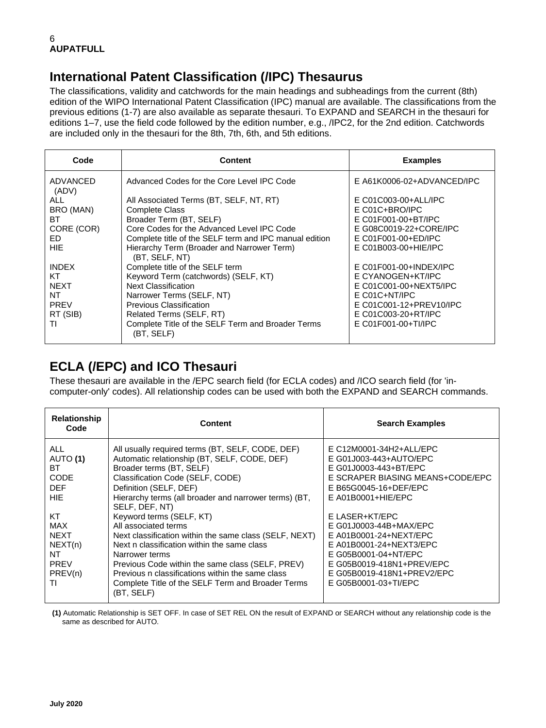## International Patent Classification (/IPC) Thesaurus

The classifications, validity and catchwords for the main headings and subheadings from the current (8th) edition of the WIPO International Patent Classification (IPC) manual are available. The classifications from the previous editions (1-7) are also available as separate thesauri. To EXPAND and SEARCH in the thesauri for editions 1–7, use the field code followed by the edition number, e.g., /IPC2, for the 2nd edition. Catchwords are included only in the thesauri for the 8th, 7th, 6th, and 5th editions.

| Code | Content | Examples |
|---|---|---|
| ADVANCED (ADV) | Advanced Codes for the Core Level IPC Code | E A61K0006-02+ADVANCED/IPC |
| ALL | All Associated Terms (BT, SELF, NT, RT) | E C01C003-00+ALL/IPC |
| BRO (MAN) | Complete Class | E C01C+BRO/IPC |
| BT | Broader Term (BT, SELF) | E C01F001-00+BT/IPC |
| CORE (COR) | Core Codes for the Advanced Level IPC Code | E G08C0019-22+CORE/IPC |
| ED | Complete title of the SELF term and IPC manual edition | E C01F001-00+ED/IPC |
| HIE | Hierarchy Term (Broader and Narrower Term) (BT, SELF, NT) | E C01B003-00+HIE/IPC |
| INDEX | Complete title of the SELF term | E C01F001-00+INDEX/IPC |
| KT | Keyword Term (catchwords) (SELF, KT) | E CYANOGEN+KT/IPC |
| NEXT | Next Classification | E C01C001-00+NEXT5/IPC |
| NT | Narrower Terms (SELF, NT) | E C01C+NT/IPC |
| PREV | Previous Classification | E C01C001-12+PREV10/IPC |
| RT (SIB) | Related Terms (SELF, RT) | E C01C003-20+RT/IPC |
| TI | Complete Title of the SELF Term and Broader Terms (BT, SELF) | E C01F001-00+TI/IPC |

## ECLA (/EPC) and ICO Thesauri

These thesauri are available in the /EPC search field (for ECLA codes) and /ICO search field (for 'in-computer-only' codes). All relationship codes can be used with both the EXPAND and SEARCH commands.

| Relationship Code | Content | Search Examples |
|---|---|---|
| ALL | All usually required terms (BT, SELF, CODE, DEF) | E C12M0001-34H2+ALL/EPC |
| AUTO **(1)** | Automatic relationship (BT, SELF, CODE, DEF) | E G01J003-443+AUTO/EPC |
| BT | Broader terms (BT, SELF) | E G01J0003-443+BT/EPC |
| CODE | Classification Code (SELF, CODE) | E SCRAPER BIASING MEANS+CODE/EPC |
| DEF | Definition (SELF, DEF) | E B65G0045-16+DEF/EPC |
| HIE | Hierarchy terms (all broader and narrower terms) (BT, SELF, DEF, NT) | E A01B0001+HIE/EPC |
| KT | Keyword terms (SELF, KT) | E LASER+KT/EPC |
| MAX | All associated terms | E G01J0003-44B+MAX/EPC |
| NEXT | Next classification within the same class (SELF, NEXT) | E A01B0001-24+NEXT/EPC |
| NEXT(n) | Next n classification within the same class | E A01B0001-24+NEXT3/EPC |
| NT | Narrower terms | E G05B0001-04+NT/EPC |
| PREV | Previous Code within the same class (SELF, PREV) | E G05B0019-418N1+PREV/EPC |
| PREV(n) | Previous n classifications within the same class | E G05B0019-418N1+PREV2/EPC |
| TI | Complete Title of the SELF Term and Broader Terms (BT, SELF) | E G05B0001-03+TI/EPC |

**(1)** Automatic Relationship is SET OFF. In case of SET REL ON the result of EXPAND or SEARCH without any relationship code is the same as described for AUTO.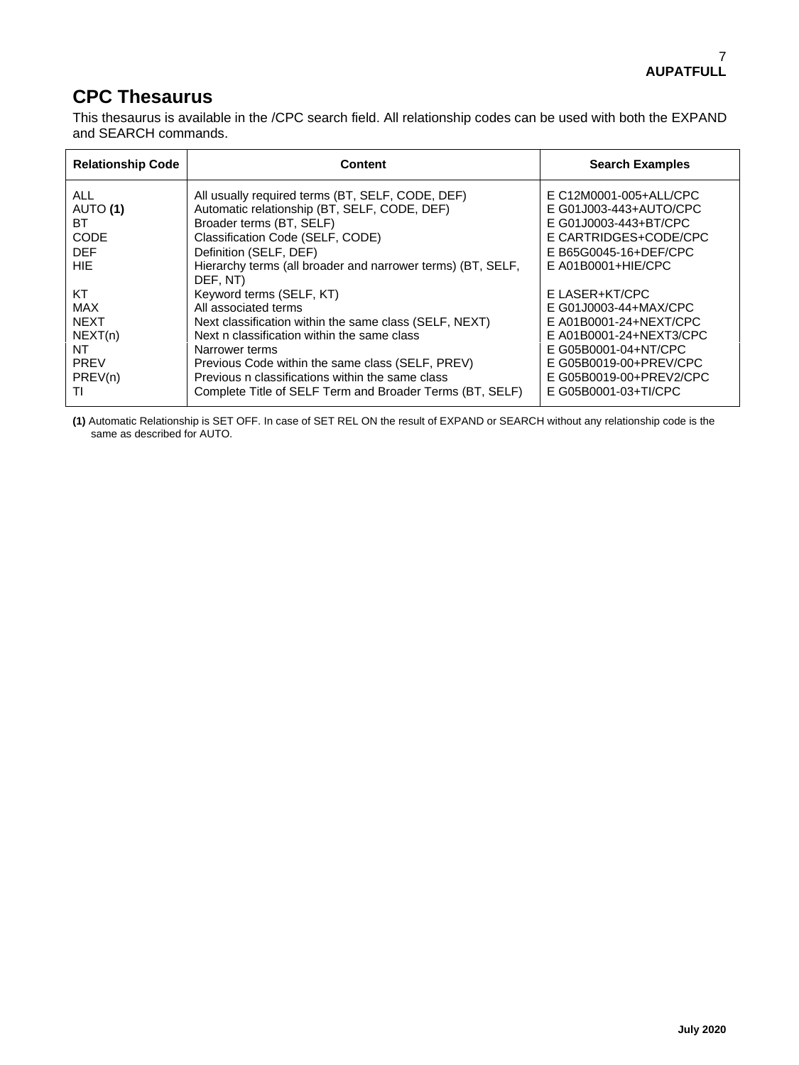## CPC Thesaurus

This thesaurus is available in the /CPC search field. All relationship codes can be used with both the EXPAND and SEARCH commands.

| Relationship Code | Content | Search Examples |
|---|---|---|
| ALL | All usually required terms (BT, SELF, CODE, DEF) | E C12M0001-005+ALL/CPC |
| AUTO **(1)** | Automatic relationship (BT, SELF, CODE, DEF) | E G01J003-443+AUTO/CPC |
| BT | Broader terms (BT, SELF) | E G01J0003-443+BT/CPC |
| CODE | Classification Code (SELF, CODE) | E CARTRIDGES+CODE/CPC |
| DEF | Definition (SELF, DEF) | E B65G0045-16+DEF/CPC |
| HIE | Hierarchy terms (all broader and narrower terms) (BT, SELF, DEF, NT) | E A01B0001+HIE/CPC |
| KT | Keyword terms (SELF, KT) | E LASER+KT/CPC |
| MAX | All associated terms | E G01J0003-44+MAX/CPC |
| NEXT | Next classification within the same class (SELF, NEXT) | E A01B0001-24+NEXT/CPC |
| NEXT(n) | Next n classification within the same class | E A01B0001-24+NEXT3/CPC |
| NT | Narrower terms | E G05B0001-04+NT/CPC |
| PREV | Previous Code within the same class (SELF, PREV) | E G05B0019-00+PREV/CPC |
| PREV(n) | Previous n classifications within the same class | E G05B0019-00+PREV2/CPC |
| TI | Complete Title of SELF Term and Broader Terms (BT, SELF) | E G05B0001-03+TI/CPC |

**(1)** Automatic Relationship is SET OFF. In case of SET REL ON the result of EXPAND or SEARCH without any relationship code is the same as described for AUTO.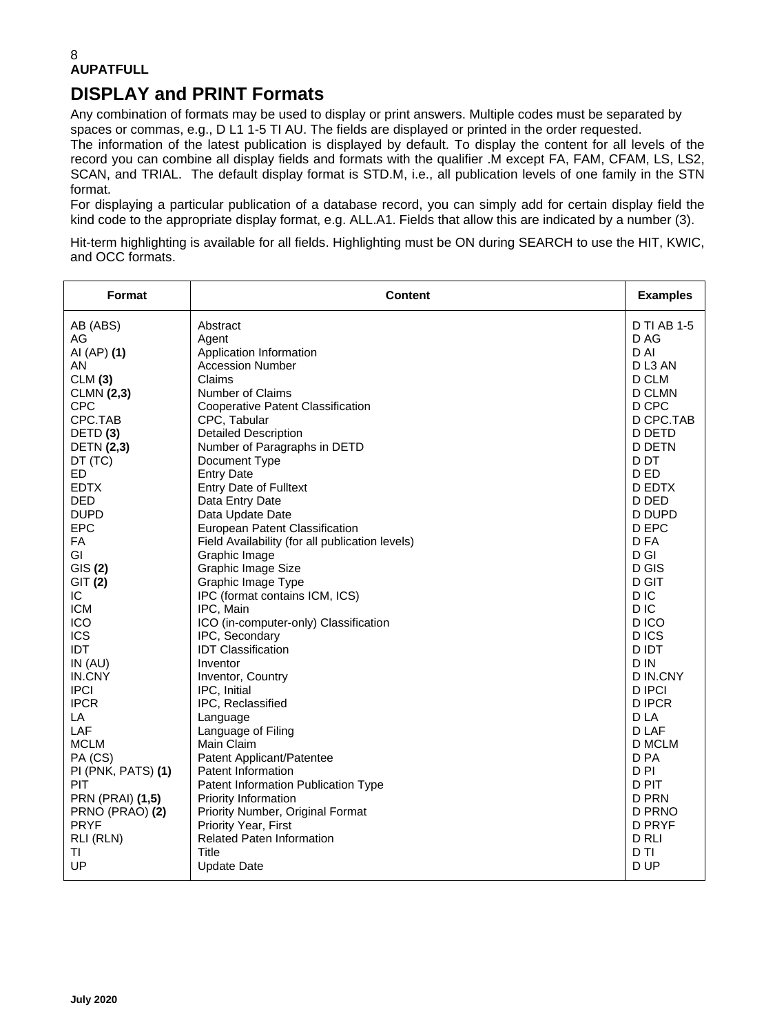**AUPATFULL**

# DISPLAY and PRINT Formats

Any combination of formats may be used to display or print answers. Multiple codes must be separated by spaces or commas, e.g., D L1 1-5 TI AU. The fields are displayed or printed in the order requested.
The information of the latest publication is displayed by default. To display the content for all levels of the record you can combine all display fields and formats with the qualifier .M except FA, FAM, CFAM, LS, LS2, SCAN, and TRIAL. The default display format is STD.M, i.e., all publication levels of one family in the STN format.
For displaying a particular publication of a database record, you can simply add for certain display field the kind code to the appropriate display format, e.g. ALL.A1. Fields that allow this are indicated by a number (3).

Hit-term highlighting is available for all fields. Highlighting must be ON during SEARCH to use the HIT, KWIC, and OCC formats.

| Format | Content | Examples |
|---|---|---|
| AB (ABS) | Abstract | D TI AB 1-5 |
| AG | Agent | D AG |
| AI (AP) **(1)** | Application Information | D AI |
| AN | Accession Number | D L3 AN |
| CLM **(3)** | Claims | D CLM |
| CLMN **(2,3)** | Number of Claims | D CLMN |
| CPC | Cooperative Patent Classification | D CPC |
| CPC.TAB | CPC, Tabular | D CPC.TAB |
| DETD **(3)** | Detailed Description | D DETD |
| DETN **(2,3)** | Number of Paragraphs in DETD | D DETN |
| DT (TC) | Document Type | D DT |
| ED | Entry Date | D ED |
| EDTX | Entry Date of Fulltext | D EDTX |
| DED | Data Entry Date | D DED |
| DUPD | Data Update Date | D DUPD |
| EPC | European Patent Classification | D EPC |
| FA | Field Availability (for all publication levels) | D FA |
| GI | Graphic Image | D GI |
| GIS **(2)** | Graphic Image Size | D GIS |
| GIT **(2)** | Graphic Image Type | D GIT |
| IC | IPC (format contains ICM, ICS) | D IC |
| ICM | IPC, Main | D IC |
| ICO | ICO (in-computer-only) Classification | D ICO |
| ICS | IPC, Secondary | D ICS |
| IDT | IDT Classification | D IDT |
| IN (AU) | Inventor | D IN |
| IN.CNY | Inventor, Country | D IN.CNY |
| IPCI | IPC, Initial | D IPCI |
| IPCR | IPC, Reclassified | D IPCR |
| LA | Language | D LA |
| LAF | Language of Filing | D LAF |
| MCLM | Main Claim | D MCLM |
| PA (CS) | Patent Applicant/Patentee | D PA |
| PI (PNK, PATS) **(1)** | Patent Information | D PI |
| PIT | Patent Information Publication Type | D PIT |
| PRN (PRAI) **(1,5)** | Priority Information | D PRN |
| PRNO (PRAO) **(2)** | Priority Number, Original Format | D PRNO |
| PRYF | Priority Year, First | D PRYF |
| RLI (RLN) | Related Paten Information | D RLI |
| TI | Title | D TI |
| UP | Update Date | D UP |

**July 2020**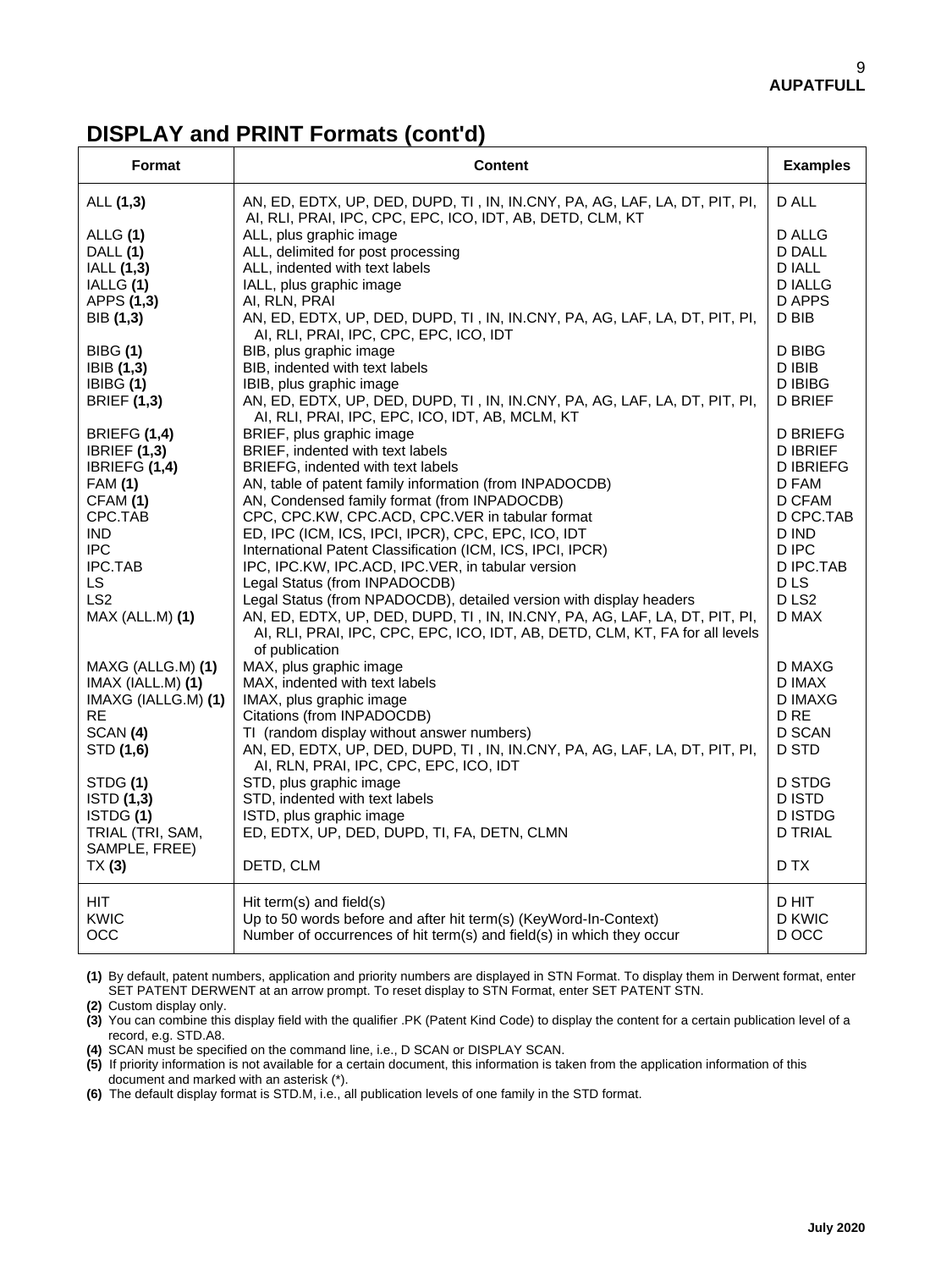## DISPLAY and PRINT Formats (cont'd)

| Format | Content | Examples |
|---|---|---|
| ALL **(1,3)** | AN, ED, EDTX, UP, DED, DUPD, TI , IN, IN.CNY, PA, AG, LAF, LA, DT, PIT, PI, AI, RLI, PRAI, IPC, CPC, EPC, ICO, IDT, AB, DETD, CLM, KT | D ALL |
| ALLG **(1)** | ALL, plus graphic image | D ALLG |
| DALL **(1)** | ALL, delimited for post processing | D DALL |
| IALL **(1,3)** | ALL, indented with text labels | D IALL |
| IALLG **(1)** | IALL, plus graphic image | D IALLG |
| APPS **(1,3)** | AI, RLN, PRAI | D APPS |
| BIB **(1,3)** | AN, ED, EDTX, UP, DED, DUPD, TI , IN, IN.CNY, PA, AG, LAF, LA, DT, PIT, PI, AI, RLI, PRAI, IPC, CPC, EPC, ICO, IDT | D BIB |
| BIBG **(1)** | BIB, plus graphic image | D BIBG |
| IBIB **(1,3)** | BIB, indented with text labels | D IBIB |
| IBIBG **(1)** | IBIB, plus graphic image | D IBIBG |
| BRIEF **(1,3)** | AN, ED, EDTX, UP, DED, DUPD, TI , IN, IN.CNY, PA, AG, LAF, LA, DT, PIT, PI, AI, RLI, PRAI, IPC, EPC, ICO, IDT, AB, MCLM, KT | D BRIEF |
| BRIEFG **(1,4)** | BRIEF, plus graphic image | D BRIEFG |
| IBRIEF **(1,3)** | BRIEF, indented with text labels | D IBRIEF |
| IBRIEFG **(1,4)** | BRIEFG, indented with text labels | D IBRIEFG |
| FAM **(1)** | AN, table of patent family information (from INPADOCDB) | D FAM |
| CFAM **(1)** | AN, Condensed family format (from INPADOCDB) | D CFAM |
| CPC.TAB | CPC, CPC.KW, CPC.ACD, CPC.VER in tabular format | D CPC.TAB |
| IND | ED, IPC (ICM, ICS, IPCI, IPCR), CPC, EPC, ICO, IDT | D IND |
| IPC | International Patent Classification (ICM, ICS, IPCI, IPCR) | D IPC |
| IPC.TAB | IPC, IPC.KW, IPC.ACD, IPC.VER, in tabular version | D IPC.TAB |
| LS | Legal Status (from INPADOCDB) | D LS |
| LS2 | Legal Status (from NPADOCDB), detailed version with display headers | D LS2 |
| MAX (ALL.M) **(1)** | AN, ED, EDTX, UP, DED, DUPD, TI , IN, IN.CNY, PA, AG, LAF, LA, DT, PIT, PI, AI, RLI, PRAI, IPC, CPC, EPC, ICO, IDT, AB, DETD, CLM, KT, FA for all levels of publication | D MAX |
| MAXG (ALLG.M) **(1)** | MAX, plus graphic image | D MAXG |
| IMAX (IALL.M) **(1)** | MAX, indented with text labels | D IMAX |
| IMAXG (IALLG.M) **(1)** | IMAX, plus graphic image | D IMAXG |
| RE | Citations (from INPADOCDB) | D RE |
| SCAN **(4)** | TI (random display without answer numbers) | D SCAN |
| STD **(1,6)** | AN, ED, EDTX, UP, DED, DUPD, TI , IN, IN.CNY, PA, AG, LAF, LA, DT, PIT, PI, AI, RLN, PRAI, IPC, CPC, EPC, ICO, IDT | D STD |
| STDG **(1)** | STD, plus graphic image | D STDG |
| ISTD **(1,3)** | STD, indented with text labels | D ISTD |
| ISTDG **(1)** | ISTD, plus graphic image | D ISTDG |
| TRIAL (TRI, SAM, SAMPLE, FREE) | ED, EDTX, UP, DED, DUPD, TI, FA, DETN, CLMN | D TRIAL |
| TX **(3)** | DETD, CLM | D TX |
| HIT | Hit term(s) and field(s) | D HIT |
| KWIC | Up to 50 words before and after hit term(s) (KeyWord-In-Context) | D KWIC |
| OCC | Number of occurrences of hit term(s) and field(s) in which they occur | D OCC |

**(1)** By default, patent numbers, application and priority numbers are displayed in STN Format. To display them in Derwent format, enter SET PATENT DERWENT at an arrow prompt. To reset display to STN Format, enter SET PATENT STN.

**(2)** Custom display only.

**(3)** You can combine this display field with the qualifier .PK (Patent Kind Code) to display the content for a certain publication level of a record, e.g. STD.A8.

**(4)** SCAN must be specified on the command line, i.e., D SCAN or DISPLAY SCAN.

**(5)** If priority information is not available for a certain document, this information is taken from the application information of this document and marked with an asterisk (*).

**(6)** The default display format is STD.M, i.e., all publication levels of one family in the STD format.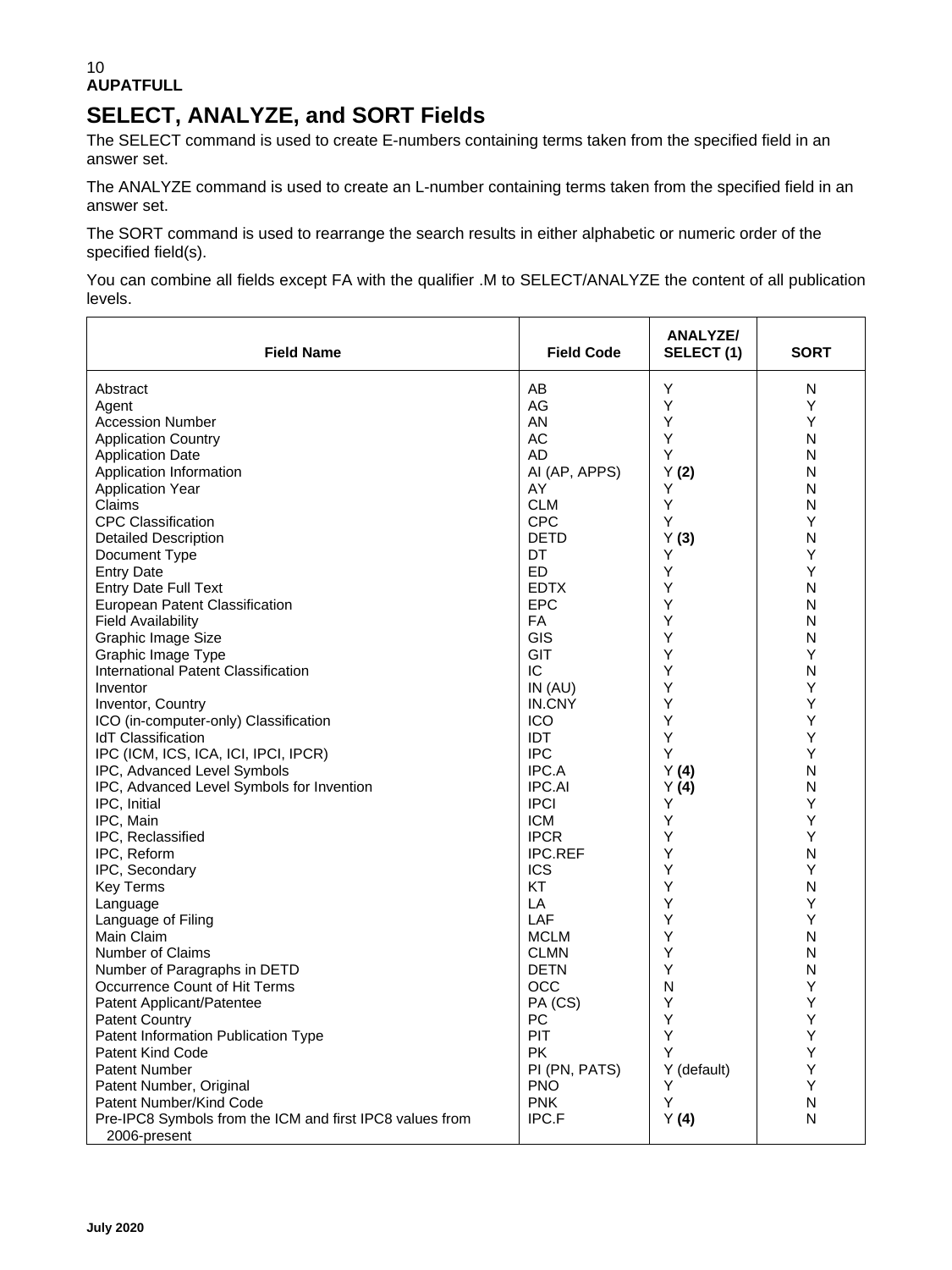# SELECT, ANALYZE, and SORT Fields

The SELECT command is used to create E-numbers containing terms taken from the specified field in an answer set.

The ANALYZE command is used to create an L-number containing terms taken from the specified field in an answer set.

The SORT command is used to rearrange the search results in either alphabetic or numeric order of the specified field(s).

You can combine all fields except FA with the qualifier .M to SELECT/ANALYZE the content of all publication levels.

| Field Name | Field Code | ANALYZE/ SELECT (1) | SORT |
|---|---|---|---|
| Abstract | AB | Y | N |
| Agent | AG | Y | Y |
| Accession Number | AN | Y | Y |
| Application Country | AC | Y | N |
| Application Date | AD | Y | N |
| Application Information | AI (AP, APPS) | Y **(2)** | N |
| Application Year | AY | Y | N |
| Claims | CLM | Y | N |
| CPC Classification | CPC | Y | Y |
| Detailed Description | DETD | Y **(3)** | N |
| Document Type | DT | Y | Y |
| Entry Date | ED | Y | Y |
| Entry Date Full Text | EDTX | Y | N |
| European Patent Classification | EPC | Y | N |
| Field Availability | FA | Y | N |
| Graphic Image Size | GIS | Y | N |
| Graphic Image Type | GIT | Y | Y |
| International Patent Classification | IC | Y | N |
| Inventor | IN (AU) | Y | Y |
| Inventor, Country | IN.CNY | Y | Y |
| ICO (in-computer-only) Classification | ICO | Y | Y |
| IdT Classification | IDT | Y | Y |
| IPC (ICM, ICS, ICA, ICI, IPCI, IPCR) | IPC | Y | Y |
| IPC, Advanced Level Symbols | IPC.A | Y **(4)** | N |
| IPC, Advanced Level Symbols for Invention | IPC.AI | Y **(4)** | N |
| IPC, Initial | IPCI | Y | Y |
| IPC, Main | ICM | Y | Y |
| IPC, Reclassified | IPCR | Y | Y |
| IPC, Reform | IPC.REF | Y | N |
| IPC, Secondary | ICS | Y | Y |
| Key Terms | KT | Y | N |
| Language | LA | Y | Y |
| Language of Filing | LAF | Y | Y |
| Main Claim | MCLM | Y | N |
| Number of Claims | CLMN | Y | N |
| Number of Paragraphs in DETD | DETN | Y | N |
| Occurrence Count of Hit Terms | OCC | N | Y |
| Patent Applicant/Patentee | PA (CS) | Y | Y |
| Patent Country | PC | Y | Y |
| Patent Information Publication Type | PIT | Y | Y |
| Patent Kind Code | PK | Y | Y |
| Patent Number | PI (PN, PATS) | Y (default) | Y |
| Patent Number, Original | PNO | Y | Y |
| Patent Number/Kind Code | PNK | Y | N |
| Pre-IPC8 Symbols from the ICM and first IPC8 values from 2006-present | IPC.F | Y **(4)** | N |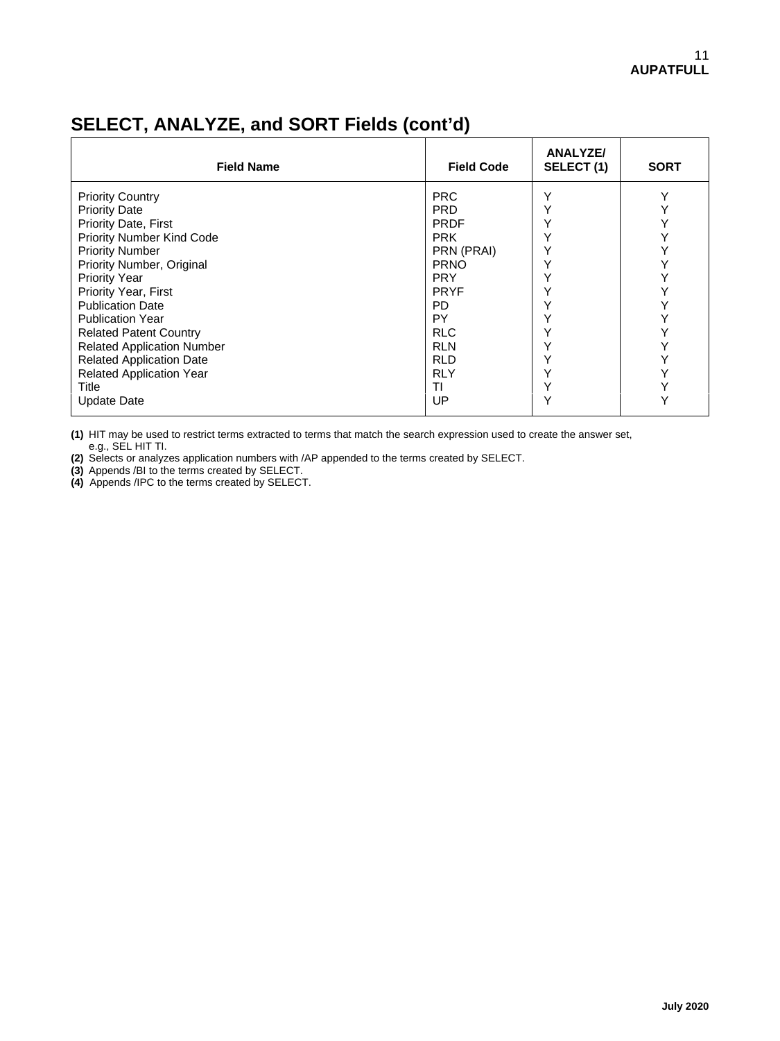## SELECT, ANALYZE, and SORT Fields (cont'd)

| Field Name | Field Code | ANALYZE/ SELECT (1) | SORT |
|---|---|---|---|
| Priority Country | PRC | Y | Y |
| Priority Date | PRD | Y | Y |
| Priority Date, First | PRDF | Y | Y |
| Priority Number Kind Code | PRK | Y | Y |
| Priority Number | PRN (PRAI) | Y | Y |
| Priority Number, Original | PRNO | Y | Y |
| Priority Year | PRY | Y | Y |
| Priority Year, First | PRYF | Y | Y |
| Publication Date | PD | Y | Y |
| Publication Year | PY | Y | Y |
| Related Patent Country | RLC | Y | Y |
| Related Application Number | RLN | Y | Y |
| Related Application Date | RLD | Y | Y |
| Related Application Year | RLY | Y | Y |
| Title | TI | Y | Y |
| Update Date | UP | Y | Y |

**(1)** HIT may be used to restrict terms extracted to terms that match the search expression used to create the answer set, e.g., SEL HIT TI.

**(2)** Selects or analyzes application numbers with /AP appended to the terms created by SELECT.

**(3)** Appends /BI to the terms created by SELECT.

**(4)** Appends /IPC to the terms created by SELECT.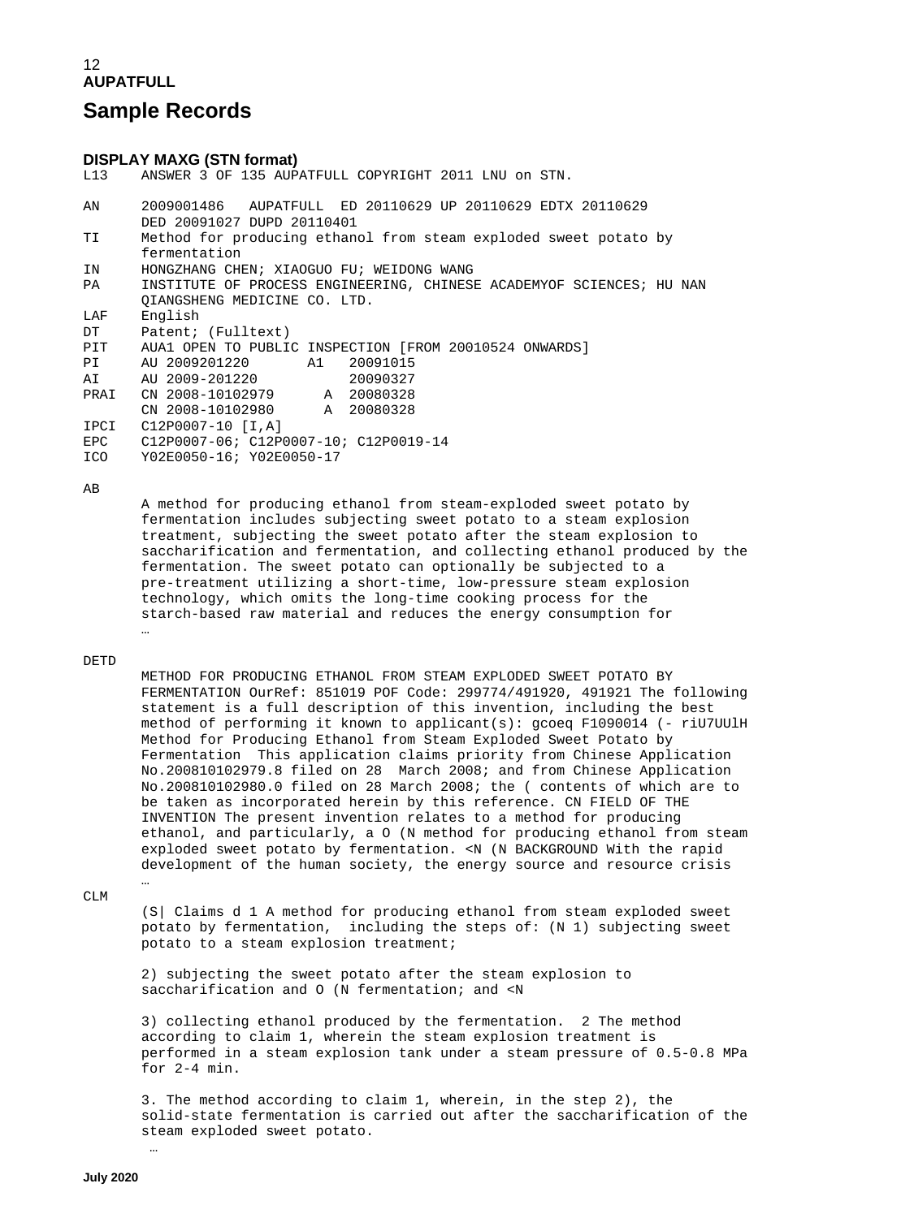## Sample Records

### DISPLAY MAXG (STN format)

```
L13     ANSWER 3 OF 135 AUPATFULL COPYRIGHT 2011 LNU on STN.

AN      2009001486   AUPATFULL  ED 20110629 UP 20110629 EDTX 20110629
        DED 20091027 DUPD 20110401
TI      Method for producing ethanol from steam exploded sweet potato by
        fermentation
IN      HONGZHANG CHEN; XIAOGUO FU; WEIDONG WANG
PA      INSTITUTE OF PROCESS ENGINEERING, CHINESE ACADEMYOF SCIENCES; HU NAN
        QIANGSHENG MEDICINE CO. LTD.
LAF     English
DT      Patent; (Fulltext)
PIT     AUA1 OPEN TO PUBLIC INSPECTION [FROM 20010524 ONWARDS]
PI      AU 2009201220       A1   20091015
AI      AU 2009-201220           20090327
PRAI    CN 2008-10102979      A  20080328
        CN 2008-10102980      A  20080328
IPCI    C12P0007-10 [I,A]
EPC     C12P0007-06; C12P0007-10; C12P0019-14
ICO     Y02E0050-16; Y02E0050-17

AB
        A method for producing ethanol from steam-exploded sweet potato by
        fermentation includes subjecting sweet potato to a steam explosion
        treatment, subjecting the sweet potato after the steam explosion to
        saccharification and fermentation, and collecting ethanol produced by the
        fermentation. The sweet potato can optionally be subjected to a
        pre-treatment utilizing a short-time, low-pressure steam explosion
        technology, which omits the long-time cooking process for the
        starch-based raw material and reduces the energy consumption for
        …

DETD
        METHOD FOR PRODUCING ETHANOL FROM STEAM EXPLODED SWEET POTATO BY
        FERMENTATION OurRef: 851019 POF Code: 299774/491920, 491921 The following
        statement is a full description of this invention, including the best
        method of performing it known to applicant(s): gcoeq F1090014 (- riU7UUlH
        Method for Producing Ethanol from Steam Exploded Sweet Potato by
        Fermentation  This application claims priority from Chinese Application
        No.200810102979.8 filed on 28  March 2008; and from Chinese Application
        No.200810102980.0 filed on 28 March 2008; the ( contents of which are to
        be taken as incorporated herein by this reference. CN FIELD OF THE
        INVENTION The present invention relates to a method for producing
        ethanol, and particularly, a O (N method for producing ethanol from steam
        exploded sweet potato by fermentation. <N (N BACKGROUND With the rapid
        development of the human society, the energy source and resource crisis
        …
CLM
        (S| Claims d 1 A method for producing ethanol from steam exploded sweet
        potato by fermentation,  including the steps of: (N 1) subjecting sweet
        potato to a steam explosion treatment;

        2) subjecting the sweet potato after the steam explosion to
        saccharification and O (N fermentation; and <N

        3) collecting ethanol produced by the fermentation.  2 The method
        according to claim 1, wherein the steam explosion treatment is
        performed in a steam explosion tank under a steam pressure of 0.5-0.8 MPa
        for 2-4 min.

        3. The method according to claim 1, wherein, in the step 2), the
        solid-state fermentation is carried out after the saccharification of the
        steam exploded sweet potato.
         …
```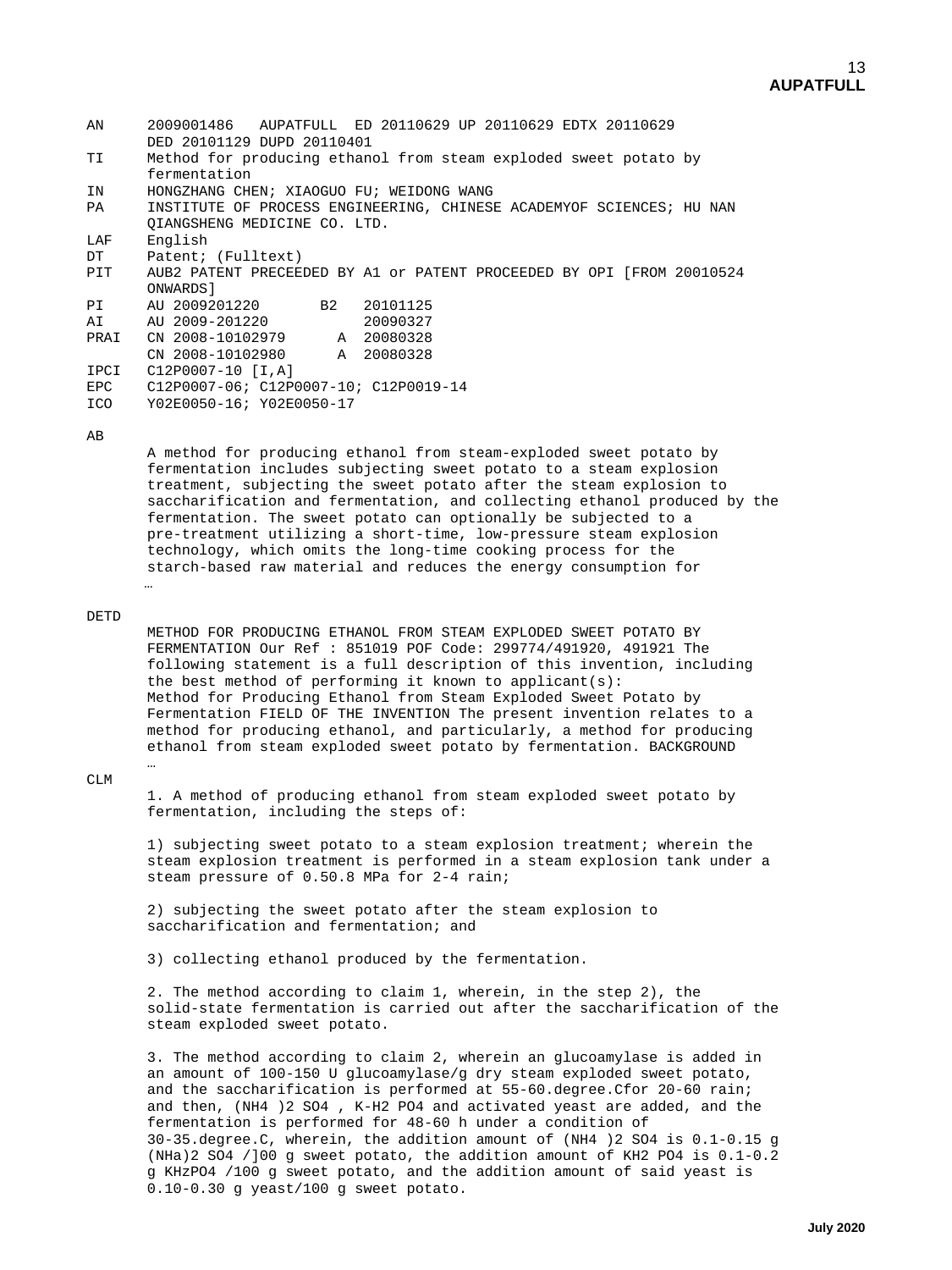AN 2009001486 AUPATFULL ED 20110629 UP 20110629 EDTX 20110629 DED 20101129 DUPD 20110401

TI Method for producing ethanol from steam exploded sweet potato by fermentation

IN HONGZHANG CHEN; XIAOGUO FU; WEIDONG WANG

PA INSTITUTE OF PROCESS ENGINEERING, CHINESE ACADEMYOF SCIENCES; HU NAN QIANGSHENG MEDICINE CO. LTD.

LAF English

DT Patent; (Fulltext)

PIT AUB2 PATENT PRECEEDED BY A1 or PATENT PROCEEDED BY OPI [FROM 20010524 ONWARDS]

PI AU 2009201220 B2 20101125

AI AU 2009-201220 20090327

PRAI CN 2008-10102979 A 20080328
CN 2008-10102980 A 20080328

IPCI C12P0007-10 [I,A]

EPC C12P0007-06; C12P0007-10; C12P0019-14

ICO Y02E0050-16; Y02E0050-17

AB

A method for producing ethanol from steam-exploded sweet potato by fermentation includes subjecting sweet potato to a steam explosion treatment, subjecting the sweet potato after the steam explosion to saccharification and fermentation, and collecting ethanol produced by the fermentation. The sweet potato can optionally be subjected to a pre-treatment utilizing a short-time, low-pressure steam explosion technology, which omits the long-time cooking process for the starch-based raw material and reduces the energy consumption for …

DETD

METHOD FOR PRODUCING ETHANOL FROM STEAM EXPLODED SWEET POTATO BY FERMENTATION Our Ref : 851019 POF Code: 299774/491920, 491921 The following statement is a full description of this invention, including the best method of performing it known to applicant(s): Method for Producing Ethanol from Steam Exploded Sweet Potato by Fermentation FIELD OF THE INVENTION The present invention relates to a method for producing ethanol, and particularly, a method for producing ethanol from steam exploded sweet potato by fermentation. BACKGROUND …

CLM

1. A method of producing ethanol from steam exploded sweet potato by fermentation, including the steps of:

1) subjecting sweet potato to a steam explosion treatment; wherein the steam explosion treatment is performed in a steam explosion tank under a steam pressure of 0.50.8 MPa for 2-4 rain;

2) subjecting the sweet potato after the steam explosion to saccharification and fermentation; and

3) collecting ethanol produced by the fermentation.

2. The method according to claim 1, wherein, in the step 2), the solid-state fermentation is carried out after the saccharification of the steam exploded sweet potato.

3. The method according to claim 2, wherein an glucoamylase is added in an amount of 100-150 U glucoamylase/g dry steam exploded sweet potato, and the saccharification is performed at 55-60.degree.Cfor 20-60 rain; and then, $(NH_4)_2SO_4$, K-$H_2PO_4$ and activated yeast are added, and the fermentation is performed for 48-60 h under a condition of 30-35.degree.C, wherein, the addition amount of $(NH_4)_2SO_4$ is 0.1-0.15 g $(NHa)_2SO_4$ /]00 g sweet potato, the addition amount of $KH_2PO_4$ is 0.1-0.2 g KHzPO4 /100 g sweet potato, and the addition amount of said yeast is 0.10-0.30 g yeast/100 g sweet potato.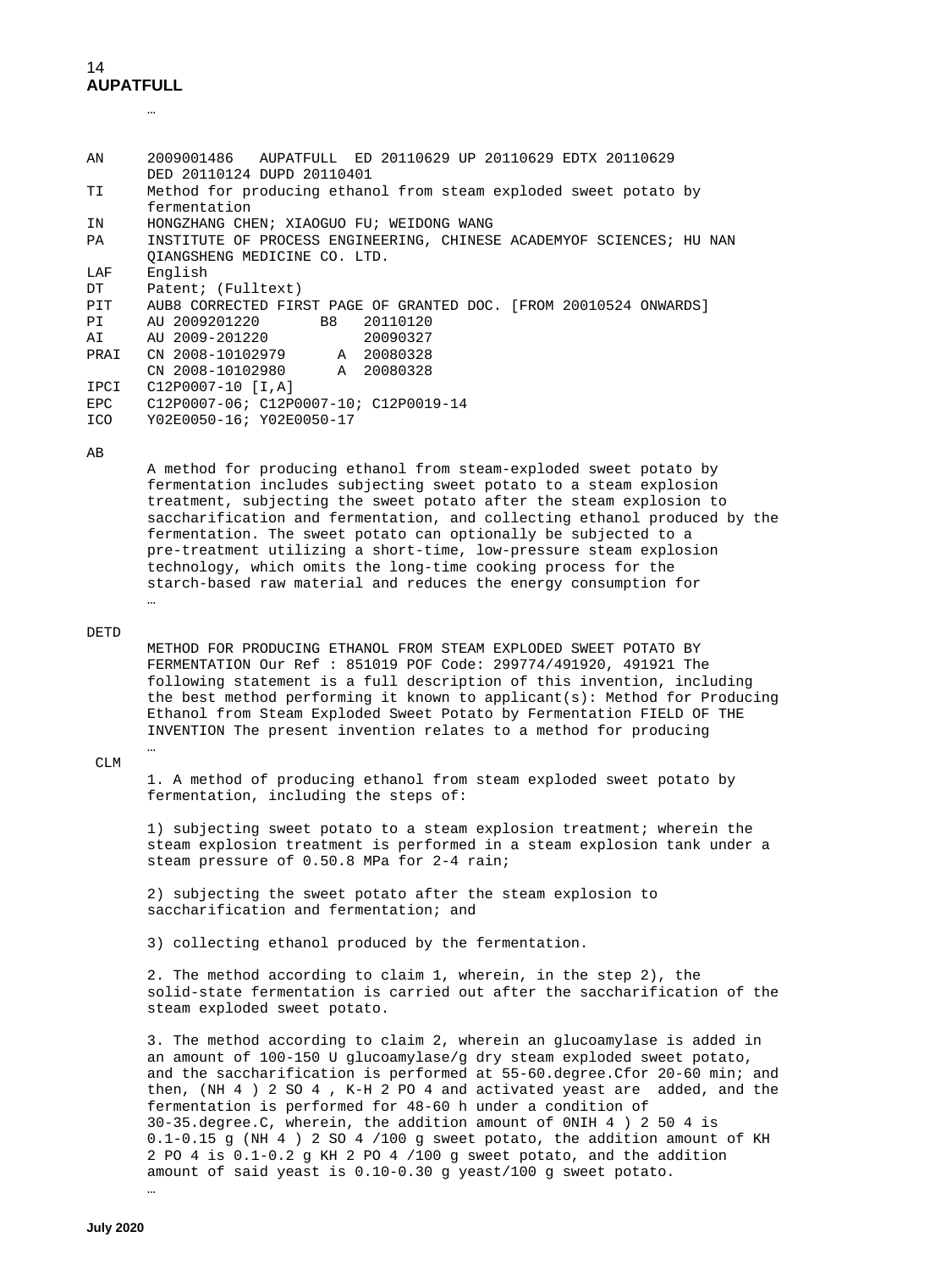**AUPATFULL**

…

```
AN      2009001486   AUPATFULL  ED 20110629 UP 20110629 EDTX 20110629
        DED 20110124 DUPD 20110401
TI      Method for producing ethanol from steam exploded sweet potato by
        fermentation
IN      HONGZHANG CHEN; XIAOGUO FU; WEIDONG WANG
PA      INSTITUTE OF PROCESS ENGINEERING, CHINESE ACADEMYOF SCIENCES; HU NAN
        QIANGSHENG MEDICINE CO. LTD.
LAF     English
DT      Patent; (Fulltext)
PIT     AUB8 CORRECTED FIRST PAGE OF GRANTED DOC. [FROM 20010524 ONWARDS]
PI      AU 2009201220       B8   20110120
AI      AU 2009-201220           20090327
PRAI    CN 2008-10102979      A  20080328
        CN 2008-10102980      A  20080328
IPCI    C12P0007-10 [I,A]
EPC     C12P0007-06; C12P0007-10; C12P0019-14
ICO     Y02E0050-16; Y02E0050-17
```

AB

A method for producing ethanol from steam-exploded sweet potato by fermentation includes subjecting sweet potato to a steam explosion treatment, subjecting the sweet potato after the steam explosion to saccharification and fermentation, and collecting ethanol produced by the fermentation. The sweet potato can optionally be subjected to a pre-treatment utilizing a short-time, low-pressure steam explosion technology, which omits the long-time cooking process for the starch-based raw material and reduces the energy consumption for …

DETD

METHOD FOR PRODUCING ETHANOL FROM STEAM EXPLODED SWEET POTATO BY FERMENTATION Our Ref : 851019 POF Code: 299774/491920, 491921 The following statement is a full description of this invention, including the best method performing it known to applicant(s): Method for Producing Ethanol from Steam Exploded Sweet Potato by Fermentation FIELD OF THE INVENTION The present invention relates to a method for producing …

CLM

1. A method of producing ethanol from steam exploded sweet potato by fermentation, including the steps of:

1) subjecting sweet potato to a steam explosion treatment; wherein the steam explosion treatment is performed in a steam explosion tank under a steam pressure of 0.50.8 MPa for 2-4 rain;

2) subjecting the sweet potato after the steam explosion to saccharification and fermentation; and

3) collecting ethanol produced by the fermentation.

2. The method according to claim 1, wherein, in the step 2), the solid-state fermentation is carried out after the saccharification of the steam exploded sweet potato.

3. The method according to claim 2, wherein an glucoamylase is added in an amount of 100-150 U glucoamylase/g dry steam exploded sweet potato, and the saccharification is performed at 55-60.degree.Cfor 20-60 min; and then, (NH 4 ) 2 SO 4 , K-H 2 PO 4 and activated yeast are added, and the fermentation is performed for 48-60 h under a condition of 30-35.degree.C, wherein, the addition amount of 0NIH 4 ) 2 50 4 is 0.1-0.15 g (NH 4 ) 2 SO 4 /100 g sweet potato, the addition amount of KH 2 PO 4 is 0.1-0.2 g KH 2 PO 4 /100 g sweet potato, and the addition amount of said yeast is 0.10-0.30 g yeast/100 g sweet potato.

…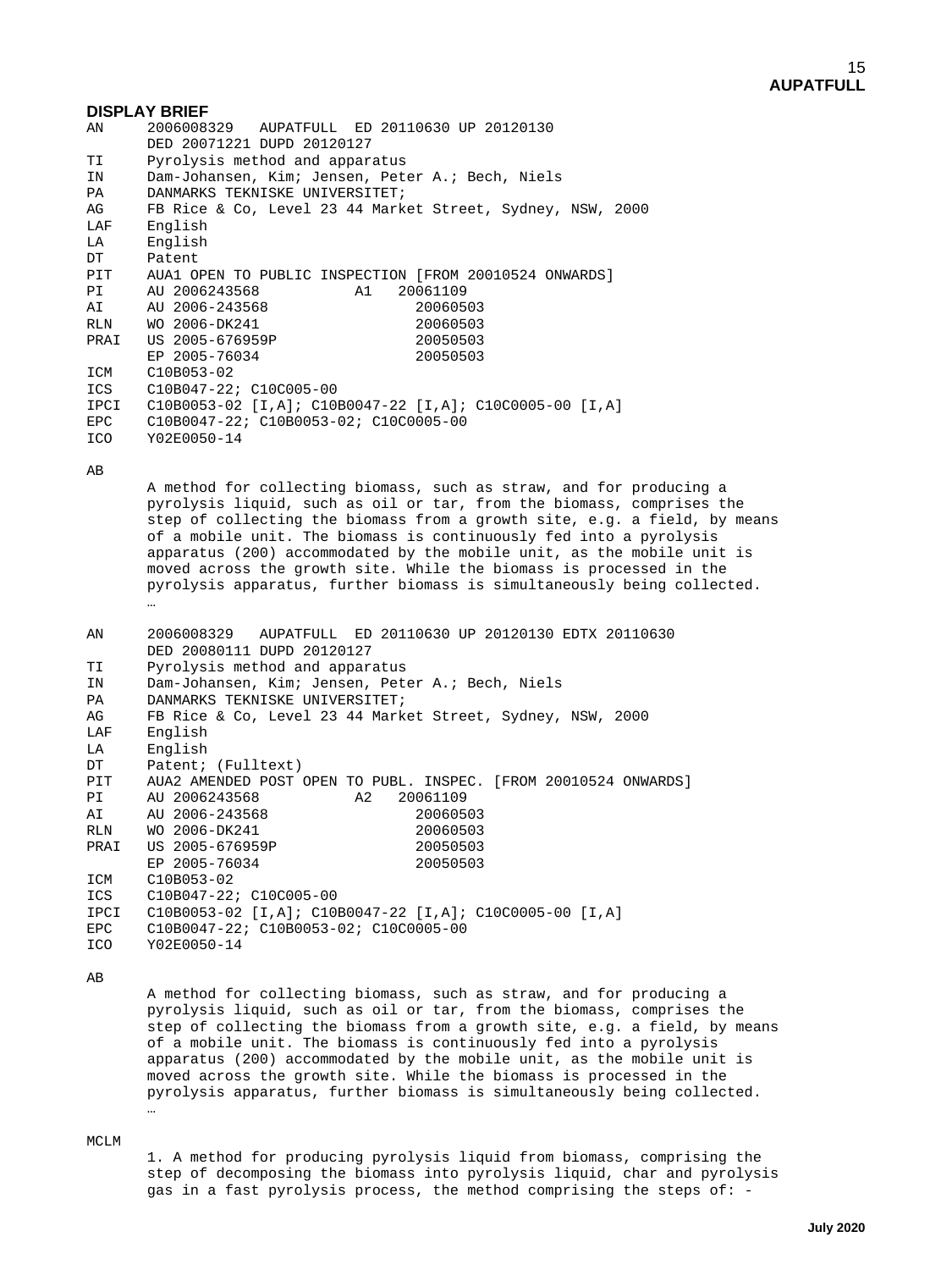**DISPLAY BRIEF**

```
AN      2006008329   AUPATFULL  ED 20110630 UP 20120130
        DED 20071221 DUPD 20120127
TI      Pyrolysis method and apparatus
IN      Dam-Johansen, Kim; Jensen, Peter A.; Bech, Niels
PA      DANMARKS TEKNISKE UNIVERSITET;
AG      FB Rice & Co, Level 23 44 Market Street, Sydney, NSW, 2000
LAF     English
LA      English
DT      Patent
PIT     AUA1 OPEN TO PUBLIC INSPECTION [FROM 20010524 ONWARDS]
PI      AU 2006243568           A1   20061109
AI      AU 2006-243568                 20060503
RLN     WO 2006-DK241                  20060503
PRAI    US 2005-676959P                20050503
        EP 2005-76034                  20050503
ICM     C10B053-02
ICS     C10B047-22; C10C005-00
IPCI    C10B0053-02 [I,A]; C10B0047-22 [I,A]; C10C0005-00 [I,A]
EPC     C10B0047-22; C10B0053-02; C10C0005-00
ICO     Y02E0050-14

AB
        A method for collecting biomass, such as straw, and for producing a
        pyrolysis liquid, such as oil or tar, from the biomass, comprises the
        step of collecting the biomass from a growth site, e.g. a field, by means
        of a mobile unit. The biomass is continuously fed into a pyrolysis
        apparatus (200) accommodated by the mobile unit, as the mobile unit is
        moved across the growth site. While the biomass is processed in the
        pyrolysis apparatus, further biomass is simultaneously being collected.
        …

AN      2006008329   AUPATFULL  ED 20110630 UP 20120130 EDTX 20110630
        DED 20080111 DUPD 20120127
TI      Pyrolysis method and apparatus
IN      Dam-Johansen, Kim; Jensen, Peter A.; Bech, Niels
PA      DANMARKS TEKNISKE UNIVERSITET;
AG      FB Rice & Co, Level 23 44 Market Street, Sydney, NSW, 2000
LAF     English
LA      English
DT      Patent; (Fulltext)
PIT     AUA2 AMENDED POST OPEN TO PUBL. INSPEC. [FROM 20010524 ONWARDS]
PI      AU 2006243568           A2   20061109
AI      AU 2006-243568                 20060503
RLN     WO 2006-DK241                  20060503
PRAI    US 2005-676959P                20050503
        EP 2005-76034                  20050503
ICM     C10B053-02
ICS     C10B047-22; C10C005-00
IPCI    C10B0053-02 [I,A]; C10B0047-22 [I,A]; C10C0005-00 [I,A]
EPC     C10B0047-22; C10B0053-02; C10C0005-00
ICO     Y02E0050-14

AB
        A method for collecting biomass, such as straw, and for producing a
        pyrolysis liquid, such as oil or tar, from the biomass, comprises the
        step of collecting the biomass from a growth site, e.g. a field, by means
        of a mobile unit. The biomass is continuously fed into a pyrolysis
        apparatus (200) accommodated by the mobile unit, as the mobile unit is
        moved across the growth site. While the biomass is processed in the
        pyrolysis apparatus, further biomass is simultaneously being collected.
        …

MCLM
        1. A method for producing pyrolysis liquid from biomass, comprising the
        step of decomposing the biomass into pyrolysis liquid, char and pyrolysis
        gas in a fast pyrolysis process, the method comprising the steps of: -
```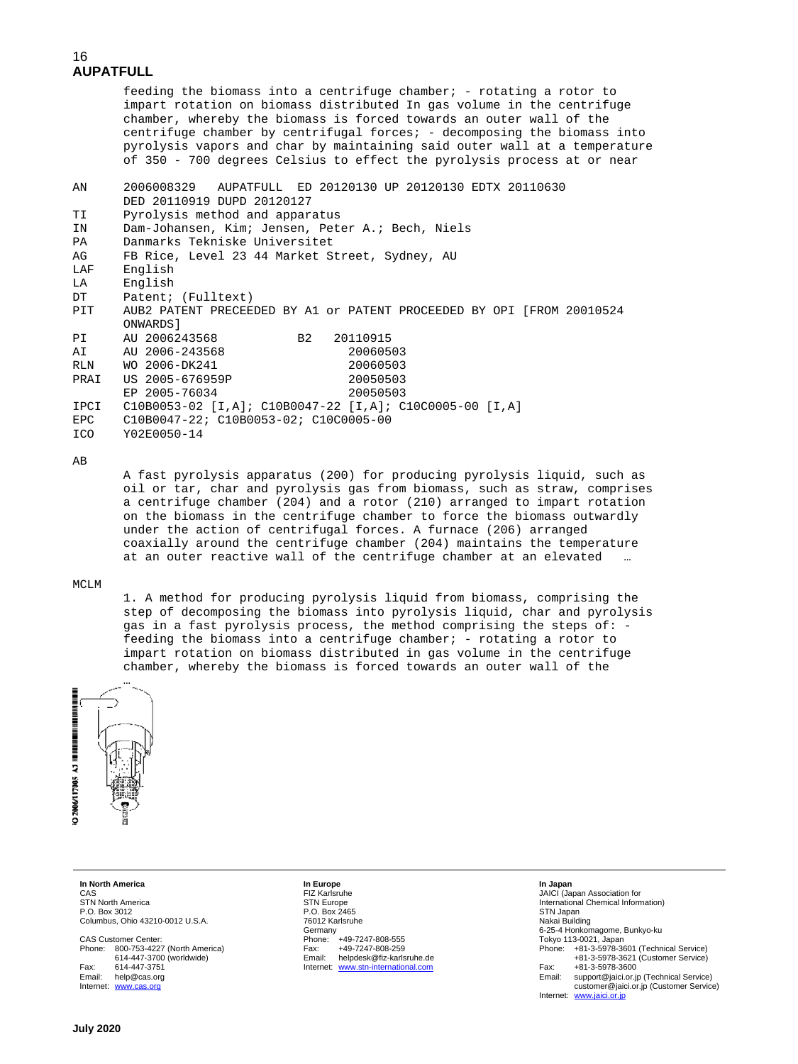**AUPATFULL**

feeding the biomass into a centrifuge chamber; - rotating a rotor to impart rotation on biomass distributed In gas volume in the centrifuge chamber, whereby the biomass is forced towards an outer wall of the centrifuge chamber by centrifugal forces; - decomposing the biomass into pyrolysis vapors and char by maintaining said outer wall at a temperature of 350 - 700 degrees Celsius to effect the pyrolysis process at or near

| | | | |
|---|---|---|---|
| AN | 2006008329 AUPATFULL ED 20120130 UP 20120130 EDTX 20110630 DED 20110919 DUPD 20120127 | | |
| TI | Pyrolysis method and apparatus | | |
| IN | Dam-Johansen, Kim; Jensen, Peter A.; Bech, Niels | | |
| PA | Danmarks Tekniske Universitet | | |
| AG | FB Rice, Level 23 44 Market Street, Sydney, AU | | |
| LAF | English | | |
| LA | English | | |
| DT | Patent; (Fulltext) | | |
| PIT | AUB2 PATENT PRECEEDED BY A1 or PATENT PROCEEDED BY OPI [FROM 20010524 ONWARDS] | | |
| PI | AU 2006243568 | B2 | 20110915 |
| AI | AU 2006-243568 | | 20060503 |
| RLN | WO 2006-DK241 | | 20060503 |
| PRAI | US 2005-676959P | | 20050503 |
| | EP 2005-76034 | | 20050503 |
| IPCI | C10B0053-02 [I,A]; C10B0047-22 [I,A]; C10C0005-00 [I,A] | | |
| EPC | C10B0047-22; C10B0053-02; C10C0005-00 | | |
| ICO | Y02E0050-14 | | |

AB

A fast pyrolysis apparatus (200) for producing pyrolysis liquid, such as oil or tar, char and pyrolysis gas from biomass, such as straw, comprises a centrifuge chamber (204) and a rotor (210) arranged to impart rotation on the biomass in the centrifuge chamber to force the biomass outwardly under the action of centrifugal forces. A furnace (206) arranged coaxially around the centrifuge chamber (204) maintains the temperature at an outer reactive wall of the centrifuge chamber at an elevated …

MCLM

1. A method for producing pyrolysis liquid from biomass, comprising the step of decomposing the biomass into pyrolysis liquid, char and pyrolysis gas in a fast pyrolysis process, the method comprising the steps of: - feeding the biomass into a centrifuge chamber; - rotating a rotor to impart rotation on biomass distributed in gas volume in the centrifuge chamber, whereby the biomass is forced towards an outer wall of the …

WO 2006/117005 A1

**In North America**
CAS
STN North America
P.O. Box 3012
Columbus, Ohio 43210-0012 U.S.A.

CAS Customer Center:
Phone: 800-753-4227 (North America)
614-447-3700 (worldwide)
Fax: 614-447-3751
Email: help@cas.org
Internet: www.cas.org

**In Europe**
FIZ Karlsruhe
STN Europe
P.O. Box 2465
76012 Karlsruhe
Germany
Phone: +49-7247-808-555
Fax: +49-7247-808-259
Email: helpdesk@fiz-karlsruhe.de
Internet: www.stn-international.com

**In Japan**
JAICI (Japan Association for International Chemical Information)
STN Japan
Nakai Building
6-25-4 Honkomagome, Bunkyo-ku
Tokyo 113-0021, Japan
Phone: +81-3-5978-3601 (Technical Service)
+81-3-5978-3621 (Customer Service)
Fax: +81-3-5978-3600
Email: support@jaici.or.jp (Technical Service)
customer@jaici.or.jp (Customer Service)
Internet: www.jaici.or.jp

**July 2020**